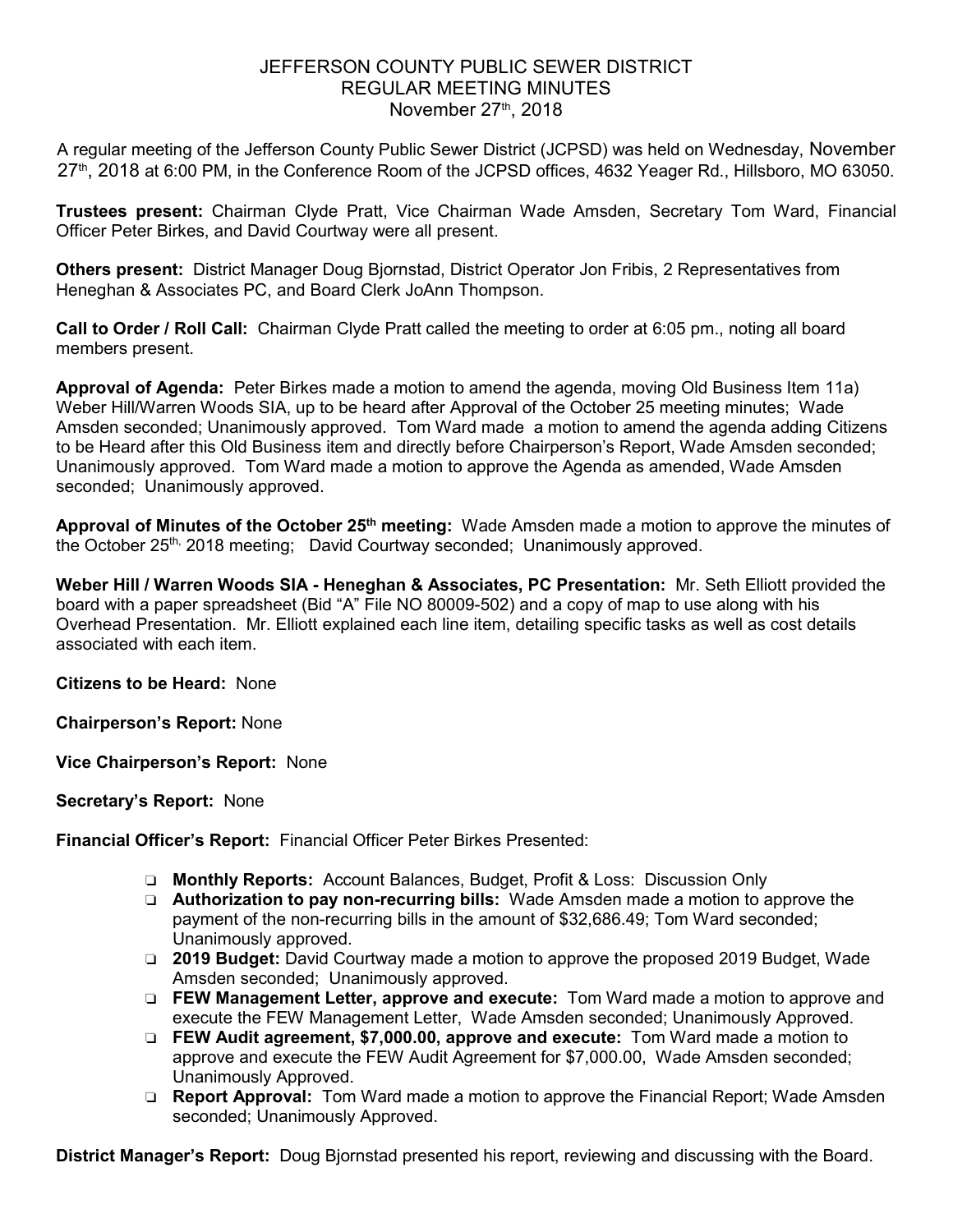# JEFFERSON COUNTY PUBLIC SEWER DISTRICT
## REGULAR MEETING MINUTES
### November 27th, 2018

A regular meeting of the Jefferson County Public Sewer District (JCPSD) was held on Wednesday, November 27th, 2018 at 6:00 PM, in the Conference Room of the JCPSD offices, 4632 Yeager Rd., Hillsboro, MO 63050.

**Trustees present:** Chairman Clyde Pratt, Vice Chairman Wade Amsden, Secretary Tom Ward, Financial Officer Peter Birkes, and David Courtway were all present.

**Others present:** District Manager Doug Bjornstad, District Operator Jon Fribis, 2 Representatives from Heneghan & Associates PC, and Board Clerk JoAnn Thompson.

**Call to Order / Roll Call:** Chairman Clyde Pratt called the meeting to order at 6:05 pm., noting all board members present.

**Approval of Agenda:** Peter Birkes made a motion to amend the agenda, moving Old Business Item 11a) Weber Hill/Warren Woods SIA, up to be heard after Approval of the October 25 meeting minutes; Wade Amsden seconded; Unanimously approved. Tom Ward made a motion to amend the agenda adding Citizens to be Heard after this Old Business item and directly before Chairperson's Report, Wade Amsden seconded; Unanimously approved. Tom Ward made a motion to approve the Agenda as amended, Wade Amsden seconded; Unanimously approved.

**Approval of Minutes of the October 25th meeting:** Wade Amsden made a motion to approve the minutes of the October 25th, 2018 meeting; David Courtway seconded; Unanimously approved.

**Weber Hill / Warren Woods SIA - Heneghan & Associates, PC Presentation:** Mr. Seth Elliott provided the board with a paper spreadsheet (Bid "A" File NO 80009-502) and a copy of map to use along with his Overhead Presentation. Mr. Elliott explained each line item, detailing specific tasks as well as cost details associated with each item.

**Citizens to be Heard:** None

**Chairperson's Report:** None

**Vice Chairperson's Report:** None

**Secretary's Report:** None

**Financial Officer's Report:** Financial Officer Peter Birkes Presented:

- **Monthly Reports:** Account Balances, Budget, Profit & Loss: Discussion Only
- **Authorization to pay non-recurring bills:** Wade Amsden made a motion to approve the payment of the non-recurring bills in the amount of $32,686.49; Tom Ward seconded; Unanimously approved.
- **2019 Budget:** David Courtway made a motion to approve the proposed 2019 Budget, Wade Amsden seconded; Unanimously approved.
- **FEW Management Letter, approve and execute:** Tom Ward made a motion to approve and execute the FEW Management Letter, Wade Amsden seconded; Unanimously Approved.
- **FEW Audit agreement, $7,000.00, approve and execute:** Tom Ward made a motion to approve and execute the FEW Audit Agreement for $7,000.00, Wade Amsden seconded; Unanimously Approved.
- **Report Approval:** Tom Ward made a motion to approve the Financial Report; Wade Amsden seconded; Unanimously Approved.

**District Manager's Report:** Doug Bjornstad presented his report, reviewing and discussing with the Board.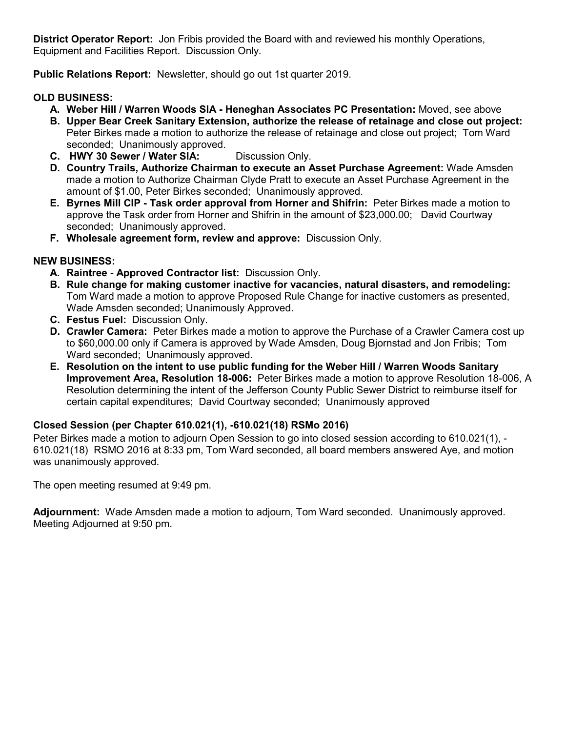**District Operator Report:** Jon Fribis provided the Board with and reviewed his monthly Operations, Equipment and Facilities Report. Discussion Only.

**Public Relations Report:** Newsletter, should go out 1st quarter 2019.

**OLD BUSINESS:**

A. **Weber Hill / Warren Woods SIA - Heneghan Associates PC Presentation:** Moved, see above
B. **Upper Bear Creek Sanitary Extension, authorize the release of retainage and close out project:** Peter Birkes made a motion to authorize the release of retainage and close out project; Tom Ward seconded; Unanimously approved.
C. **HWY 30 Sewer / Water SIA:** Discussion Only.
D. **Country Trails, Authorize Chairman to execute an Asset Purchase Agreement:** Wade Amsden made a motion to Authorize Chairman Clyde Pratt to execute an Asset Purchase Agreement in the amount of $1.00, Peter Birkes seconded; Unanimously approved.
E. **Byrnes Mill CIP - Task order approval from Horner and Shifrin:** Peter Birkes made a motion to approve the Task order from Horner and Shifrin in the amount of $23,000.00; David Courtway seconded; Unanimously approved.
F. **Wholesale agreement form, review and approve:** Discussion Only.

**NEW BUSINESS:**

A. **Raintree - Approved Contractor list:** Discussion Only.
B. **Rule change for making customer inactive for vacancies, natural disasters, and remodeling:** Tom Ward made a motion to approve Proposed Rule Change for inactive customers as presented, Wade Amsden seconded; Unanimously Approved.
C. **Festus Fuel:** Discussion Only.
D. **Crawler Camera:** Peter Birkes made a motion to approve the Purchase of a Crawler Camera cost up to $60,000.00 only if Camera is approved by Wade Amsden, Doug Bjornstad and Jon Fribis; Tom Ward seconded; Unanimously approved.
E. **Resolution on the intent to use public funding for the Weber Hill / Warren Woods Sanitary Improvement Area, Resolution 18-006:** Peter Birkes made a motion to approve Resolution 18-006, A Resolution determining the intent of the Jefferson County Public Sewer District to reimburse itself for certain capital expenditures; David Courtway seconded; Unanimously approved

**Closed Session (per Chapter 610.021(1), -610.021(18) RSMo 2016)**

Peter Birkes made a motion to adjourn Open Session to go into closed session according to 610.021(1), -610.021(18) RSMO 2016 at 8:33 pm, Tom Ward seconded, all board members answered Aye, and motion was unanimously approved.

The open meeting resumed at 9:49 pm.

**Adjournment:** Wade Amsden made a motion to adjourn, Tom Ward seconded. Unanimously approved. Meeting Adjourned at 9:50 pm.